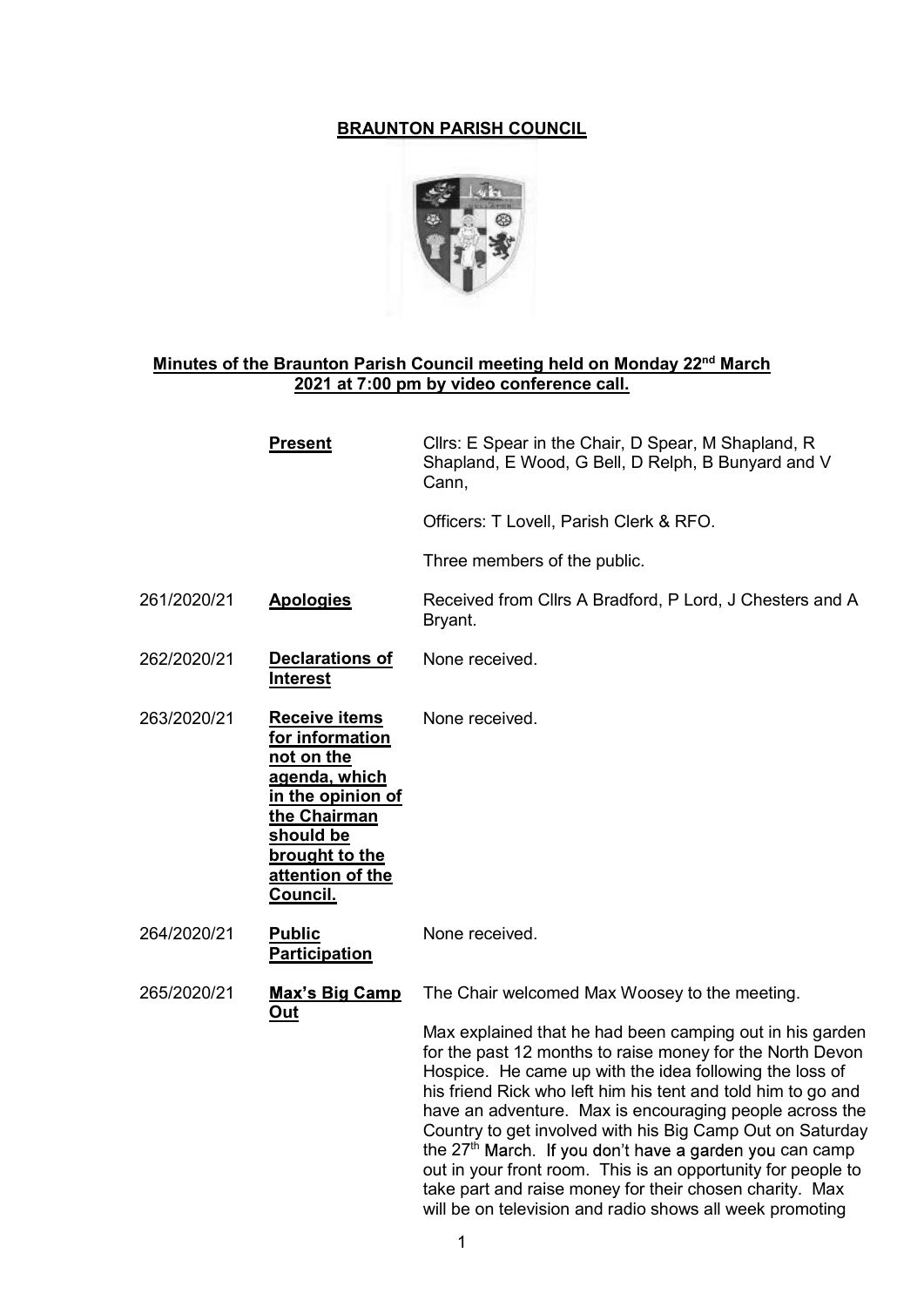# BRAUNTON PARISH COUNCIL

## Minutes of the Braunton Parish Council meeting held on Monday 22nd March 2021 at 7:00 pm by video conference call.

| | | |
|---|---|---|
| | **Present** | Cllrs: E Spear in the Chair, D Spear, M Shapland, R Shapland, E Wood, G Bell, D Relph, B Bunyard and V Cann,<br><br>Officers: T Lovell, Parish Clerk & RFO.<br><br>Three members of the public. |
| 261/2020/21 | **Apologies** | Received from Cllrs A Bradford, P Lord, J Chesters and A Bryant. |
| 262/2020/21 | **Declarations of Interest** | None received. |
| 263/2020/21 | **Receive items for information not on the agenda, which in the opinion of the Chairman should be brought to the attention of the Council.** | None received. |
| 264/2020/21 | **Public Participation** | None received. |
| 265/2020/21 | **Max's Big Camp Out** | The Chair welcomed Max Woosey to the meeting.<br><br>Max explained that he had been camping out in his garden for the past 12 months to raise money for the North Devon Hospice. He came up with the idea following the loss of his friend Rick who left him his tent and told him to go and have an adventure. Max is encouraging people across the Country to get involved with his Big Camp Out on Saturday the 27th March. If you don't have a garden you can camp out in your front room. This is an opportunity for people to take part and raise money for their chosen charity. Max will be on television and radio shows all week promoting |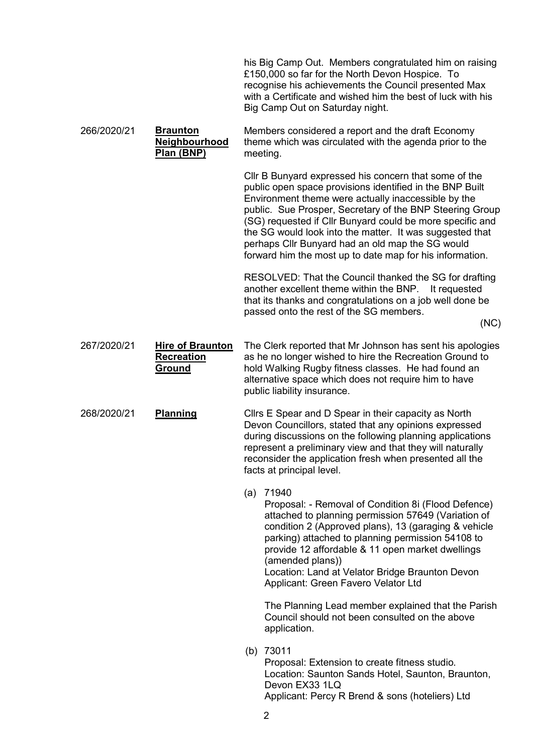his Big Camp Out. Members congratulated him on raising £150,000 so far for the North Devon Hospice. To recognise his achievements the Council presented Max with a Certificate and wished him the best of luck with his Big Camp Out on Saturday night.

**266/2020/21 Braunton Neighbourhood Plan (BNP)**

Members considered a report and the draft Economy theme which was circulated with the agenda prior to the meeting.

Cllr B Bunyard expressed his concern that some of the public open space provisions identified in the BNP Built Environment theme were actually inaccessible by the public. Sue Prosper, Secretary of the BNP Steering Group (SG) requested if Cllr Bunyard could be more specific and the SG would look into the matter. It was suggested that perhaps Cllr Bunyard had an old map the SG would forward him the most up to date map for his information.

RESOLVED: That the Council thanked the SG for drafting another excellent theme within the BNP. It requested that its thanks and congratulations on a job well done be passed onto the rest of the SG members.

(NC)

**267/2020/21 Hire of Braunton Recreation Ground**

The Clerk reported that Mr Johnson has sent his apologies as he no longer wished to hire the Recreation Ground to hold Walking Rugby fitness classes. He had found an alternative space which does not require him to have public liability insurance.

**268/2020/21 Planning**

Cllrs E Spear and D Spear in their capacity as North Devon Councillors, stated that any opinions expressed during discussions on the following planning applications represent a preliminary view and that they will naturally reconsider the application fresh when presented all the facts at principal level.

(a) 71940
Proposal: - Removal of Condition 8i (Flood Defence) attached to planning permission 57649 (Variation of condition 2 (Approved plans), 13 (garaging & vehicle parking) attached to planning permission 54108 to provide 12 affordable & 11 open market dwellings (amended plans))
Location: Land at Velator Bridge Braunton Devon
Applicant: Green Favero Velator Ltd

The Planning Lead member explained that the Parish Council should not been consulted on the above application.

(b) 73011
Proposal: Extension to create fitness studio.
Location: Saunton Sands Hotel, Saunton, Braunton, Devon EX33 1LQ
Applicant: Percy R Brend & sons (hoteliers) Ltd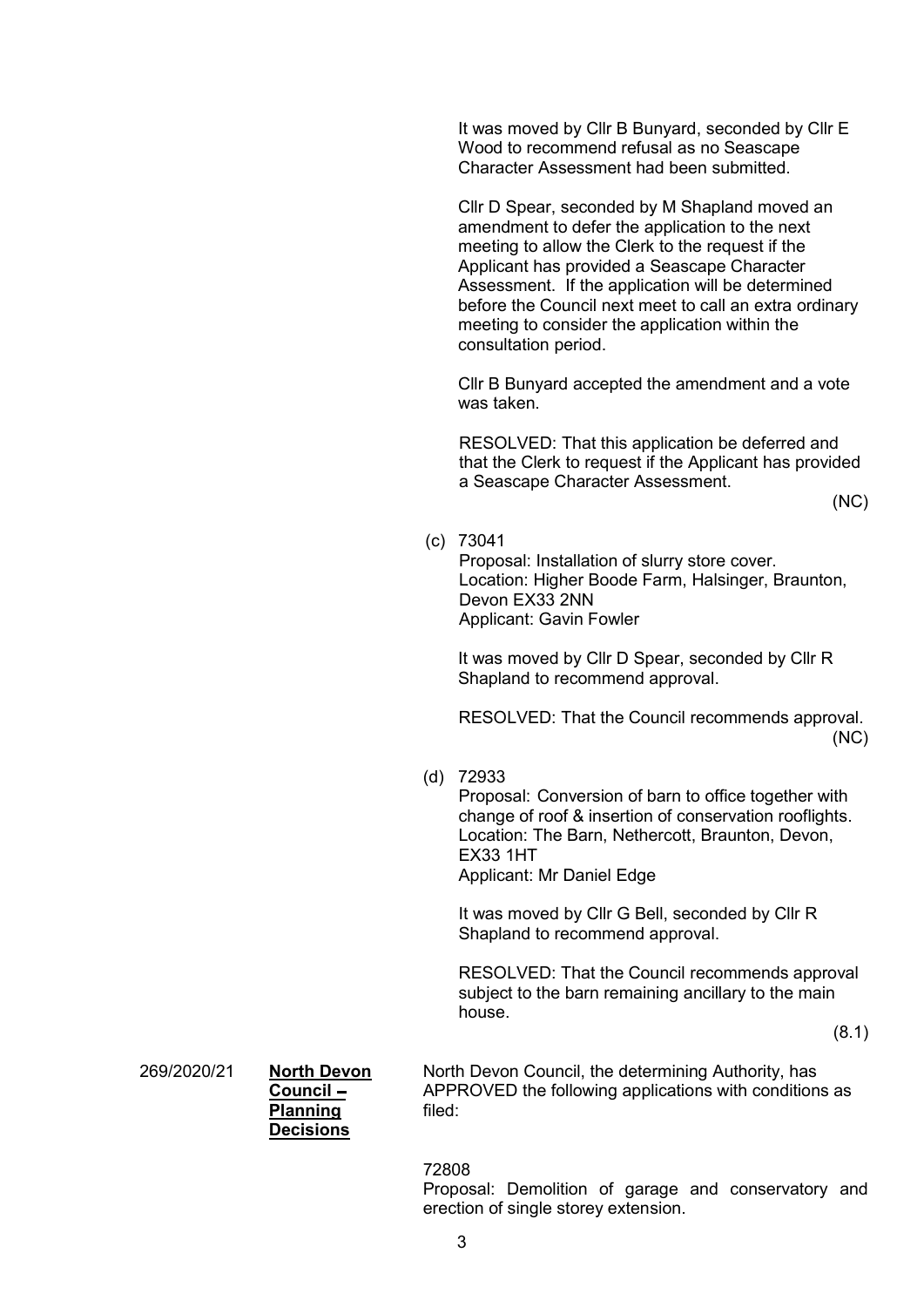It was moved by Cllr B Bunyard, seconded by Cllr E Wood to recommend refusal as no Seascape Character Assessment had been submitted.

Cllr D Spear, seconded by M Shapland moved an amendment to defer the application to the next meeting to allow the Clerk to the request if the Applicant has provided a Seascape Character Assessment. If the application will be determined before the Council next meet to call an extra ordinary meeting to consider the application within the consultation period.

Cllr B Bunyard accepted the amendment and a vote was taken.

RESOLVED: That this application be deferred and that the Clerk to request if the Applicant has provided a Seascape Character Assessment.

(NC)

(c) 73041
Proposal: Installation of slurry store cover.
Location: Higher Boode Farm, Halsinger, Braunton, Devon EX33 2NN
Applicant: Gavin Fowler

It was moved by Cllr D Spear, seconded by Cllr R Shapland to recommend approval.

RESOLVED: That the Council recommends approval.

(NC)

(d) 72933
Proposal: Conversion of barn to office together with change of roof & insertion of conservation rooflights.
Location: The Barn, Nethercott, Braunton, Devon, EX33 1HT
Applicant: Mr Daniel Edge

It was moved by Cllr G Bell, seconded by Cllr R Shapland to recommend approval.

RESOLVED: That the Council recommends approval subject to the barn remaining ancillary to the main house.

(8.1)

269/2020/21 **North Devon Council – Planning Decisions**

North Devon Council, the determining Authority, has APPROVED the following applications with conditions as filed:

72808
Proposal: Demolition of garage and conservatory and erection of single storey extension.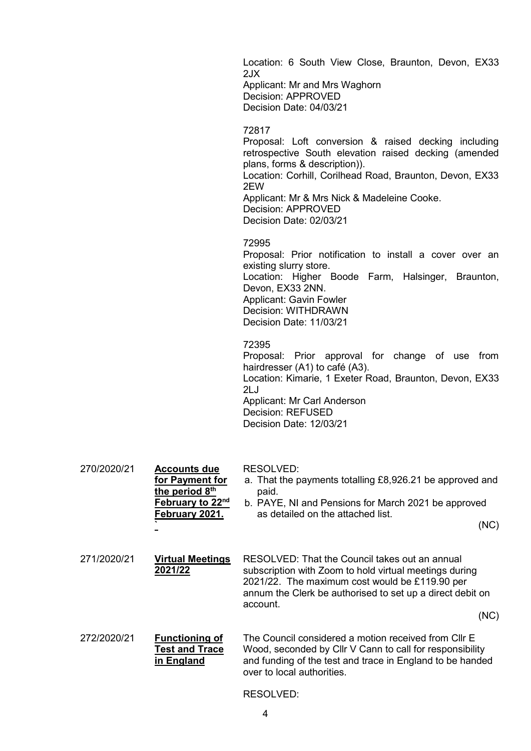Location: 6 South View Close, Braunton, Devon, EX33 2JX
Applicant: Mr and Mrs Waghorn
Decision: APPROVED
Decision Date: 04/03/21

72817
Proposal: Loft conversion & raised decking including retrospective South elevation raised decking (amended plans, forms & description)).
Location: Corhill, Corilhead Road, Braunton, Devon, EX33 2EW
Applicant: Mr & Mrs Nick & Madeleine Cooke.
Decision: APPROVED
Decision Date: 02/03/21

72995
Proposal: Prior notification to install a cover over an existing slurry store.
Location: Higher Boode Farm, Halsinger, Braunton, Devon, EX33 2NN.
Applicant: Gavin Fowler
Decision: WITHDRAWN
Decision Date: 11/03/21

72395
Proposal: Prior approval for change of use from hairdresser (A1) to café (A3).
Location: Kimarie, 1 Exeter Road, Braunton, Devon, EX33 2LJ
Applicant: Mr Carl Anderson
Decision: REFUSED
Decision Date: 12/03/21

| | | |
|---|---|---|
| 270/2020/21 | **Accounts due for Payment for the period 8th February to 22nd February 2021.** | RESOLVED:<br>a. That the payments totalling £8,926.21 be approved and paid.<br>b. PAYE, NI and Pensions for March 2021 be approved as detailed on the attached list.<br>(NC) |
| 271/2020/21 | **Virtual Meetings 2021/22** | RESOLVED: That the Council takes out an annual subscription with Zoom to hold virtual meetings during 2021/22. The maximum cost would be £119.90 per annum the Clerk be authorised to set up a direct debit on account.<br>(NC) |
| 272/2020/21 | **Functioning of Test and Trace in England** | The Council considered a motion received from Cllr E Wood, seconded by Cllr V Cann to call for responsibility and funding of the test and trace in England to be handed over to local authorities.<br><br>RESOLVED: |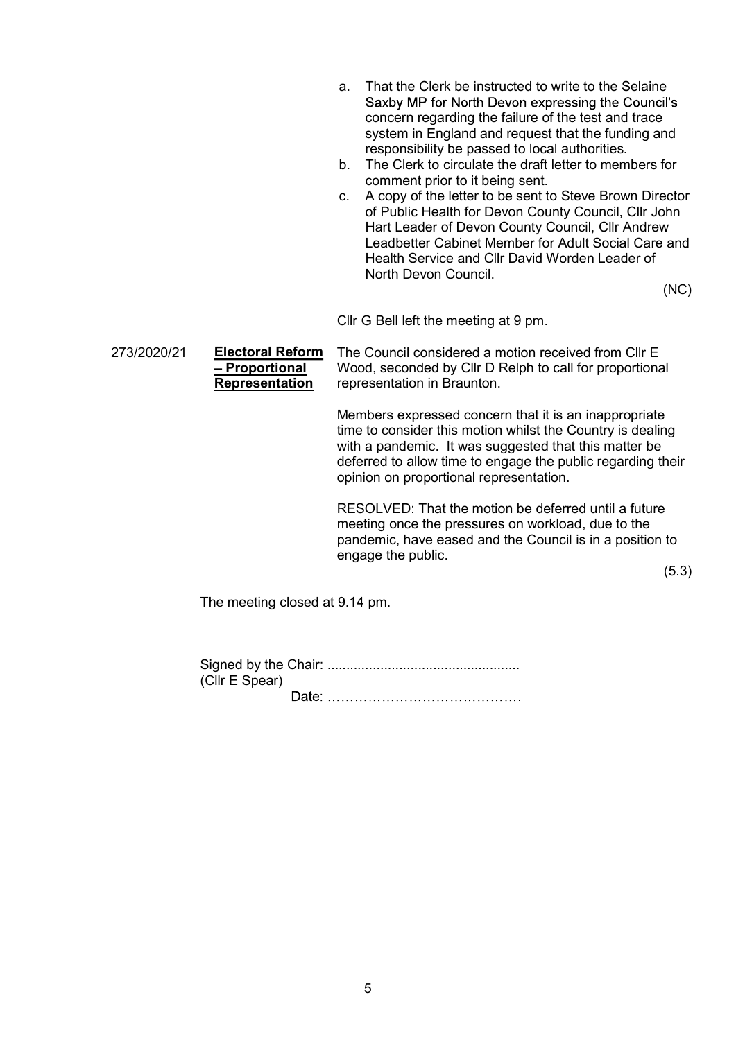a. That the Clerk be instructed to write to the Selaine Saxby MP for North Devon expressing the Council's concern regarding the failure of the test and trace system in England and request that the funding and responsibility be passed to local authorities.
b. The Clerk to circulate the draft letter to members for comment prior to it being sent.
c. A copy of the letter to be sent to Steve Brown Director of Public Health for Devon County Council, Cllr John Hart Leader of Devon County Council, Cllr Andrew Leadbetter Cabinet Member for Adult Social Care and Health Service and Cllr David Worden Leader of North Devon Council.

(NC)

Cllr G Bell left the meeting at 9 pm.

273/2020/21 **Electoral Reform – Proportional Representation**

The Council considered a motion received from Cllr E Wood, seconded by Cllr D Relph to call for proportional representation in Braunton.

Members expressed concern that it is an inappropriate time to consider this motion whilst the Country is dealing with a pandemic. It was suggested that this matter be deferred to allow time to engage the public regarding their opinion on proportional representation.

RESOLVED: That the motion be deferred until a future meeting once the pressures on workload, due to the pandemic, have eased and the Council is in a position to engage the public.

(5.3)

The meeting closed at 9.14 pm.

Signed by the Chair: ..................................................
(Cllr E Spear)

Date: ……………………………………